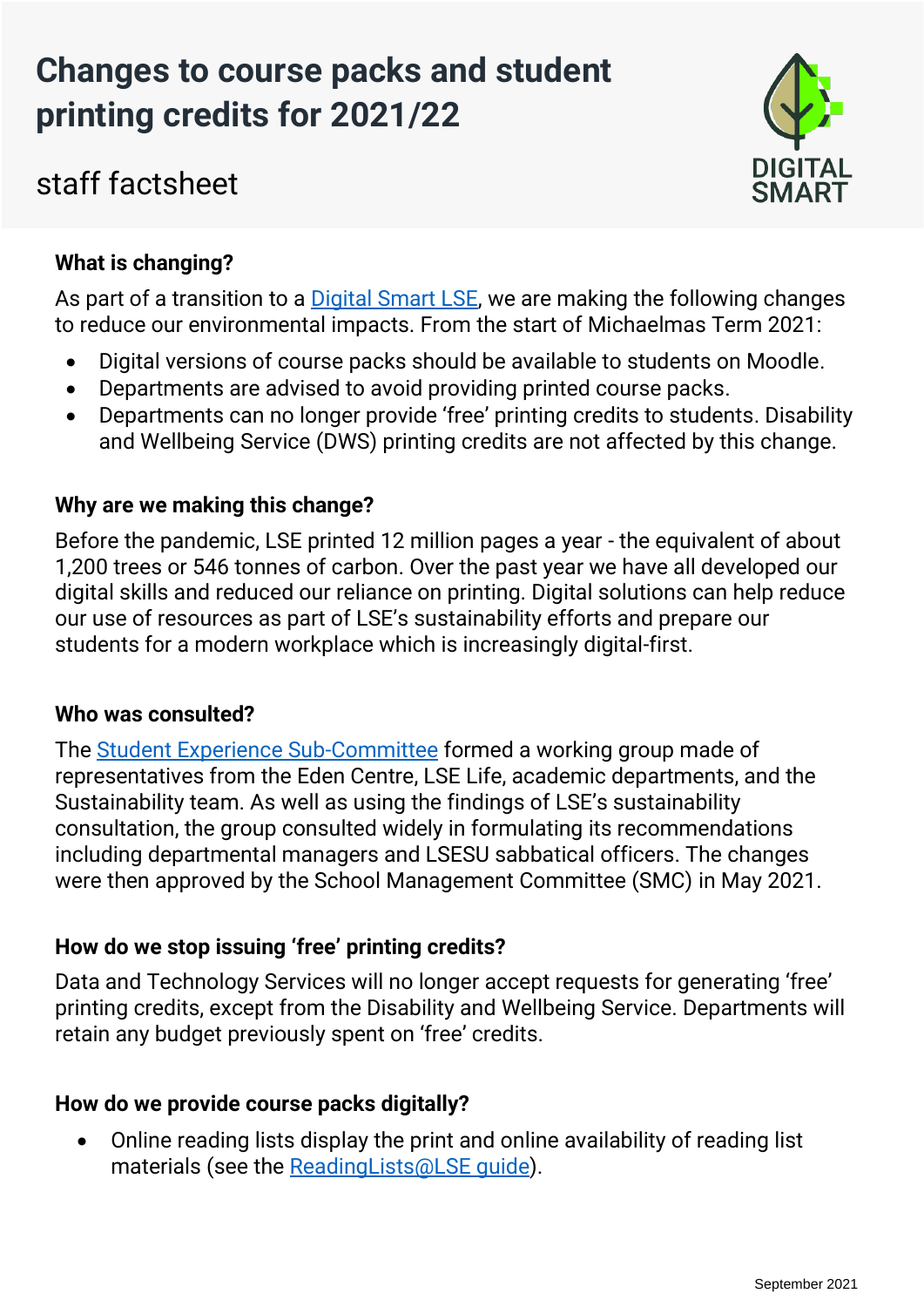# Changes to course packs and student printing credits for 2021/22

## staff factsheet

DIGITAL SMART

### What is changing?

As part of a transition to a Digital Smart LSE, we are making the following changes to reduce our environmental impacts. From the start of Michaelmas Term 2021:

- Digital versions of course packs should be available to students on Moodle.
- Departments are advised to avoid providing printed course packs.
- Departments can no longer provide 'free' printing credits to students. Disability and Wellbeing Service (DWS) printing credits are not affected by this change.

### Why are we making this change?

Before the pandemic, LSE printed 12 million pages a year - the equivalent of about 1,200 trees or 546 tonnes of carbon. Over the past year we have all developed our digital skills and reduced our reliance on printing. Digital solutions can help reduce our use of resources as part of LSE's sustainability efforts and prepare our students for a modern workplace which is increasingly digital-first.

### Who was consulted?

The Student Experience Sub-Committee formed a working group made of representatives from the Eden Centre, LSE Life, academic departments, and the Sustainability team. As well as using the findings of LSE's sustainability consultation, the group consulted widely in formulating its recommendations including departmental managers and LSESU sabbatical officers. The changes were then approved by the School Management Committee (SMC) in May 2021.

### How do we stop issuing 'free' printing credits?

Data and Technology Services will no longer accept requests for generating 'free' printing credits, except from the Disability and Wellbeing Service. Departments will retain any budget previously spent on 'free' credits.

### How do we provide course packs digitally?

- Online reading lists display the print and online availability of reading list materials (see the ReadingLists@LSE guide).

September 2021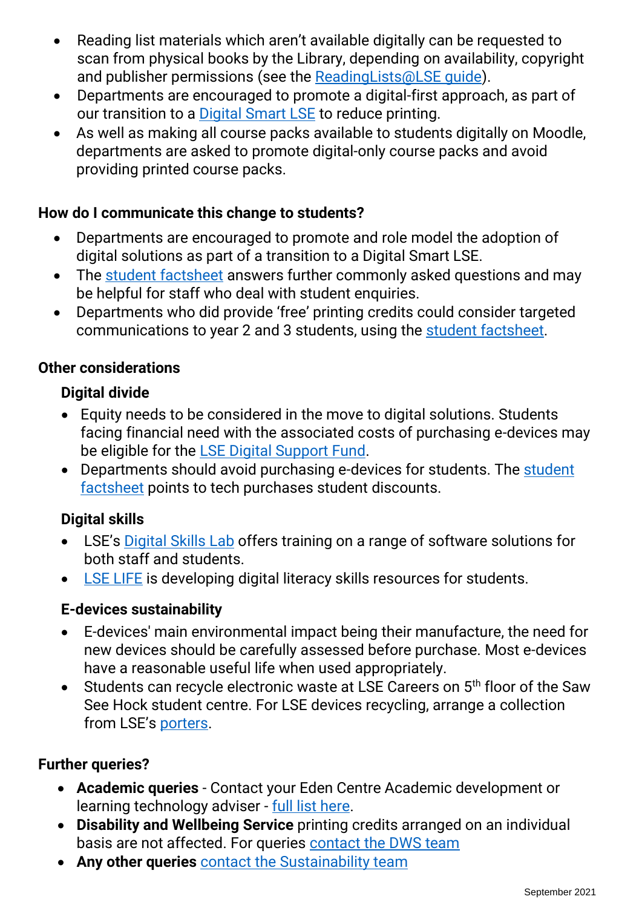- Reading list materials which aren't available digitally can be requested to scan from physical books by the Library, depending on availability, copyright and publisher permissions (see the ReadingLists@LSE guide).
- Departments are encouraged to promote a digital-first approach, as part of our transition to a Digital Smart LSE to reduce printing.
- As well as making all course packs available to students digitally on Moodle, departments are asked to promote digital-only course packs and avoid providing printed course packs.

### How do I communicate this change to students?

- Departments are encouraged to promote and role model the adoption of digital solutions as part of a transition to a Digital Smart LSE.
- The student factsheet answers further commonly asked questions and may be helpful for staff who deal with student enquiries.
- Departments who did provide 'free' printing credits could consider targeted communications to year 2 and 3 students, using the student factsheet.

### Other considerations

#### Digital divide

- Equity needs to be considered in the move to digital solutions. Students facing financial need with the associated costs of purchasing e-devices may be eligible for the LSE Digital Support Fund.
- Departments should avoid purchasing e-devices for students. The student factsheet points to tech purchases student discounts.

#### Digital skills

- LSE's Digital Skills Lab offers training on a range of software solutions for both staff and students.
- LSE LIFE is developing digital literacy skills resources for students.

#### E-devices sustainability

- E-devices' main environmental impact being their manufacture, the need for new devices should be carefully assessed before purchase. Most e-devices have a reasonable useful life when used appropriately.
- Students can recycle electronic waste at LSE Careers on 5th floor of the Saw See Hock student centre. For LSE devices recycling, arrange a collection from LSE's porters.

### Further queries?

- **Academic queries** - Contact your Eden Centre Academic development or learning technology adviser - full list here.
- **Disability and Wellbeing Service** printing credits arranged on an individual basis are not affected. For queries contact the DWS team
- **Any other queries** contact the Sustainability team

September 2021